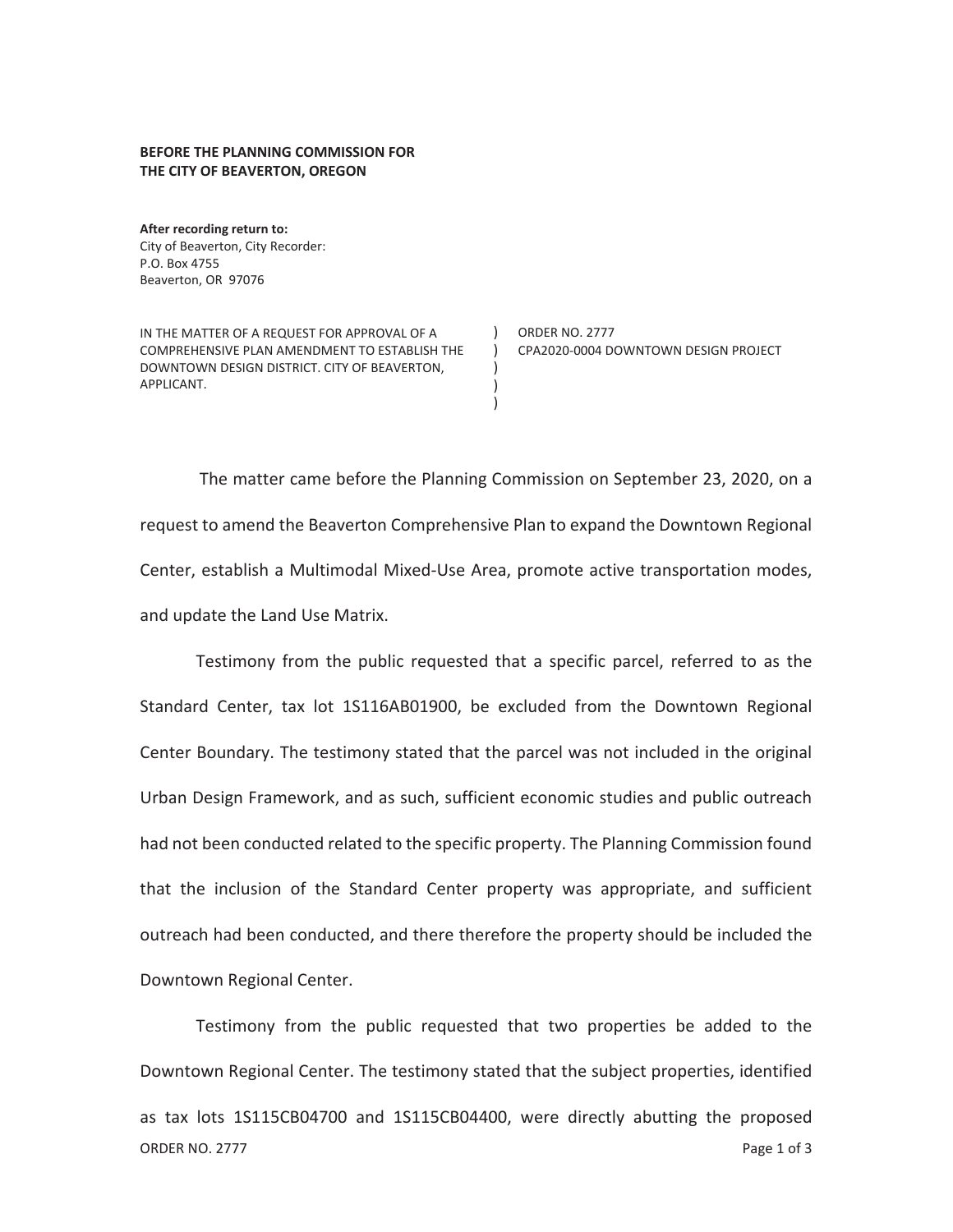**BEFORE THE PLANNING COMMISSION FOR THE CITY OF BEAVERTON, OREGON**

**After recording return to:**
City of Beaverton, City Recorder:
P.O. Box 4755
Beaverton, OR 97076

| IN THE MATTER OF A REQUEST FOR APPROVAL OF A COMPREHENSIVE PLAN AMENDMENT TO ESTABLISH THE DOWNTOWN DESIGN DISTRICT. CITY OF BEAVERTON, APPLICANT. | ) ) ) ) ) | ORDER NO. 2777 CPA2020-0004 DOWNTOWN DESIGN PROJECT |
|---|---|---|

The matter came before the Planning Commission on September 23, 2020, on a request to amend the Beaverton Comprehensive Plan to expand the Downtown Regional Center, establish a Multimodal Mixed-Use Area, promote active transportation modes, and update the Land Use Matrix.

Testimony from the public requested that a specific parcel, referred to as the Standard Center, tax lot 1S116AB01900, be excluded from the Downtown Regional Center Boundary. The testimony stated that the parcel was not included in the original Urban Design Framework, and as such, sufficient economic studies and public outreach had not been conducted related to the specific property. The Planning Commission found that the inclusion of the Standard Center property was appropriate, and sufficient outreach had been conducted, and there therefore the property should be included the Downtown Regional Center.

Testimony from the public requested that two properties be added to the Downtown Regional Center. The testimony stated that the subject properties, identified as tax lots 1S115CB04700 and 1S115CB04400, were directly abutting the proposed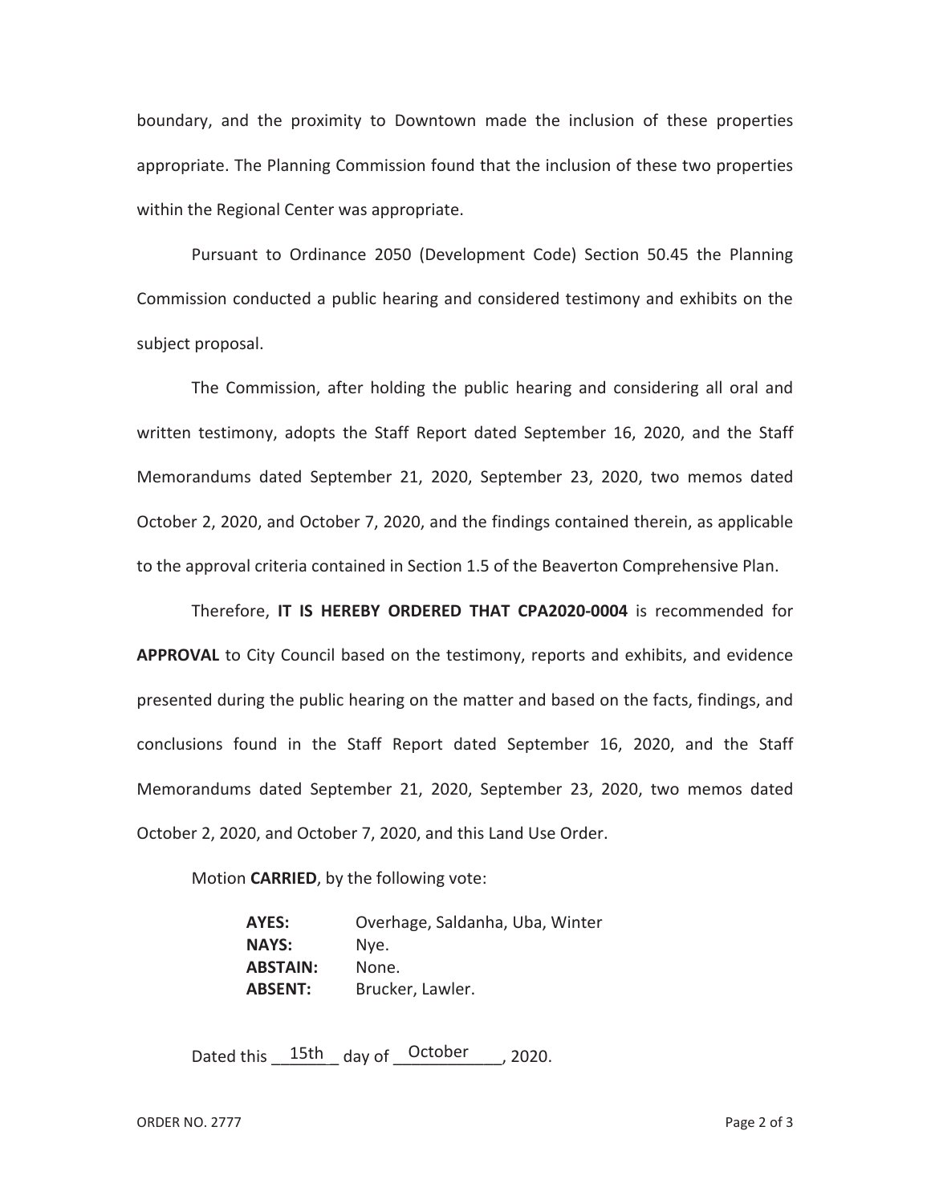boundary, and the proximity to Downtown made the inclusion of these properties appropriate. The Planning Commission found that the inclusion of these two properties within the Regional Center was appropriate.

Pursuant to Ordinance 2050 (Development Code) Section 50.45 the Planning Commission conducted a public hearing and considered testimony and exhibits on the subject proposal.

The Commission, after holding the public hearing and considering all oral and written testimony, adopts the Staff Report dated September 16, 2020, and the Staff Memorandums dated September 21, 2020, September 23, 2020, two memos dated October 2, 2020, and October 7, 2020, and the findings contained therein, as applicable to the approval criteria contained in Section 1.5 of the Beaverton Comprehensive Plan.

Therefore, **IT IS HEREBY ORDERED THAT CPA2020-0004** is recommended for **APPROVAL** to City Council based on the testimony, reports and exhibits, and evidence presented during the public hearing on the matter and based on the facts, findings, and conclusions found in the Staff Report dated September 16, 2020, and the Staff Memorandums dated September 21, 2020, September 23, 2020, two memos dated October 2, 2020, and October 7, 2020, and this Land Use Order.

Motion **CARRIED**, by the following vote:

**AYES:** Overhage, Saldanha, Uba, Winter
**NAYS:** Nye.
**ABSTAIN:** None.
**ABSENT:** Brucker, Lawler.

Dated this 15th day of October, 2020.

ORDER NO. 2777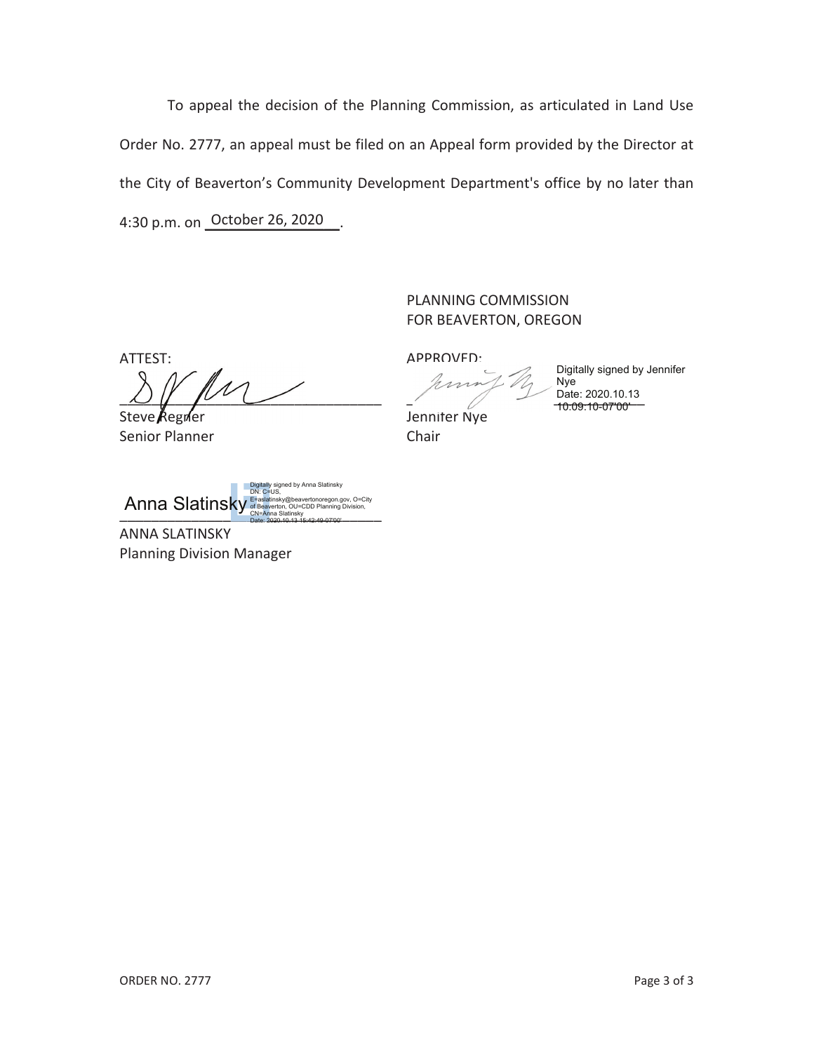To appeal the decision of the Planning Commission, as articulated in Land Use Order No. 2777, an appeal must be filed on an Appeal form provided by the Director at the City of Beaverton's Community Development Department's office by no later than 4:30 p.m. on October 26, 2020.

PLANNING COMMISSION
FOR BEAVERTON, OREGON

ATTEST:

Steve Regner
Senior Planner

APPROVED:

Digitally signed by Jennifer Nye
Date: 2020.10.13 10:09:10-07'00'

Jennifer Nye
Chair

Anna Slatinsky

Digitally signed by Anna Slatinsky
DN: C=US, E=aslatinsky@beavertonoregon.gov, O=City of Beaverton, OU=CDD Planning Division, CN=Anna Slatinsky
Date: 2020.10.13 15:42:49-07'00'

ANNA SLATINSKY
Planning Division Manager

ORDER NO. 2777